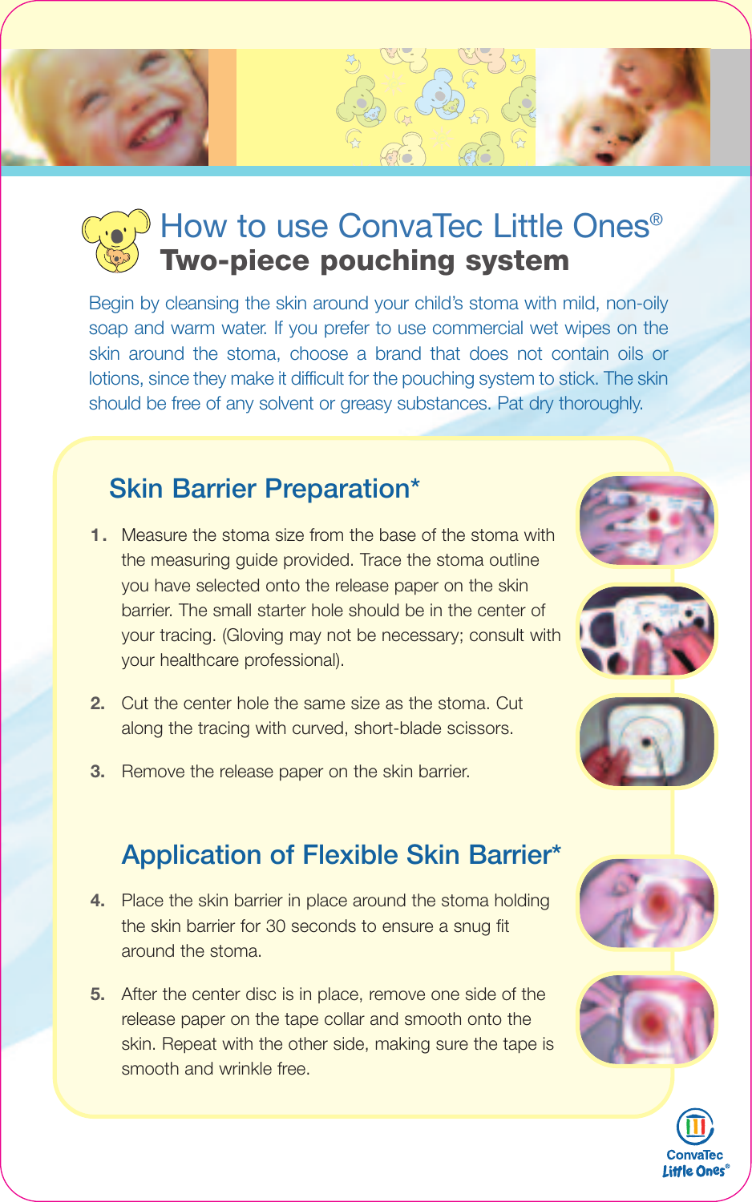# How to use ConvaTec Little Ones®

## Two-piece pouching system

Begin by cleansing the skin around your child's stoma with mild, non-oily soap and warm water. If you prefer to use commercial wet wipes on the skin around the stoma, choose a brand that does not contain oils or lotions, since they make it difficult for the pouching system to stick. The skin should be free of any solvent or greasy substances. Pat dry thoroughly.

### Skin Barrier Preparation*

1. Measure the stoma size from the base of the stoma with the measuring guide provided. Trace the stoma outline you have selected onto the release paper on the skin barrier. The small starter hole should be in the center of your tracing. (Gloving may not be necessary; consult with your healthcare professional).
2. Cut the center hole the same size as the stoma. Cut along the tracing with curved, short-blade scissors.
3. Remove the release paper on the skin barrier.

### Application of Flexible Skin Barrier*

4. Place the skin barrier in place around the stoma holding the skin barrier for 30 seconds to ensure a snug fit around the stoma.
5. After the center disc is in place, remove one side of the release paper on the tape collar and smooth onto the skin. Repeat with the other side, making sure the tape is smooth and wrinkle free.

ConvaTec Little Ones®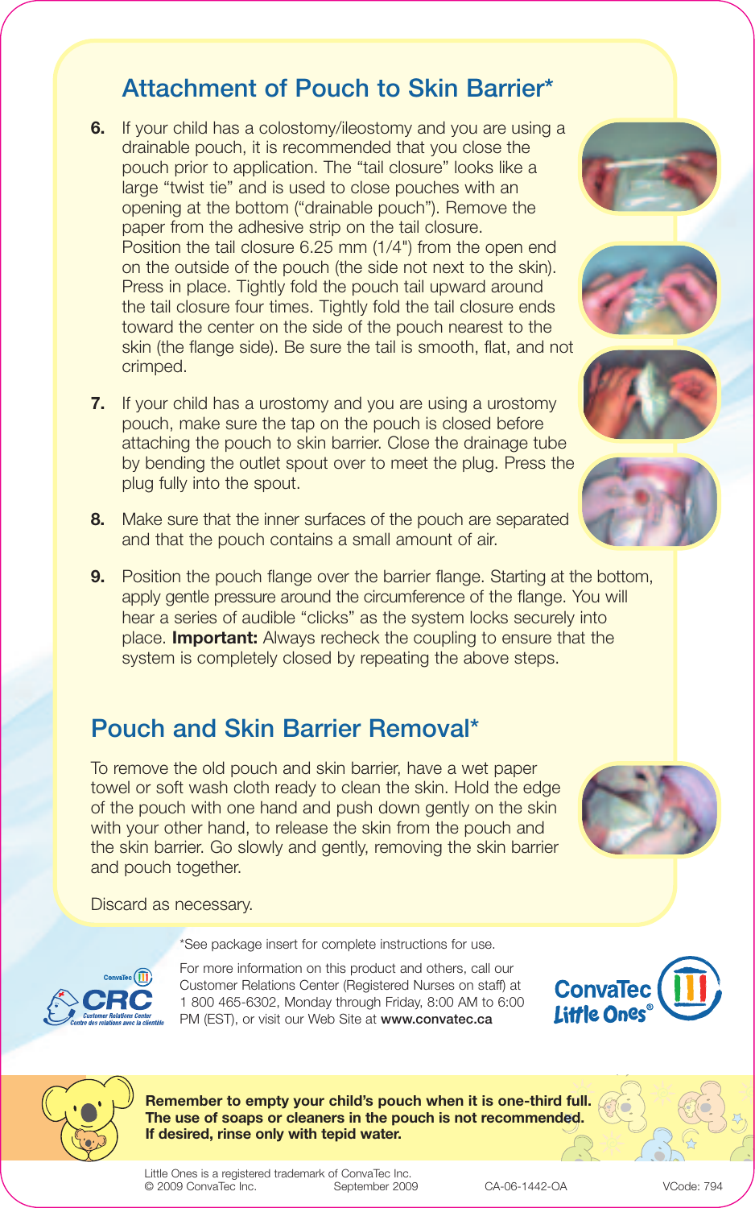## Attachment of Pouch to Skin Barrier*

6. If your child has a colostomy/ileostomy and you are using a drainable pouch, it is recommended that you close the pouch prior to application. The "tail closure" looks like a large "twist tie" and is used to close pouches with an opening at the bottom ("drainable pouch"). Remove the paper from the adhesive strip on the tail closure. Position the tail closure 6.25 mm (1/4") from the open end on the outside of the pouch (the side not next to the skin). Press in place. Tightly fold the pouch tail upward around the tail closure four times. Tightly fold the tail closure ends toward the center on the side of the pouch nearest to the skin (the flange side). Be sure the tail is smooth, flat, and not crimped.

7. If your child has a urostomy and you are using a urostomy pouch, make sure the tap on the pouch is closed before attaching the pouch to skin barrier. Close the drainage tube by bending the outlet spout over to meet the plug. Press the plug fully into the spout.

8. Make sure that the inner surfaces of the pouch are separated and that the pouch contains a small amount of air.

9. Position the pouch flange over the barrier flange. Starting at the bottom, apply gentle pressure around the circumference of the flange. You will hear a series of audible "clicks" as the system locks securely into place. **Important:** Always recheck the coupling to ensure that the system is completely closed by repeating the above steps.

## Pouch and Skin Barrier Removal*

To remove the old pouch and skin barrier, have a wet paper towel or soft wash cloth ready to clean the skin. Hold the edge of the pouch with one hand and push down gently on the skin with your other hand, to release the skin from the pouch and the skin barrier. Go slowly and gently, removing the skin barrier and pouch together.

Discard as necessary.

*See package insert for complete instructions for use.

For more information on this product and others, call our Customer Relations Center (Registered Nurses on staff) at 1 800 465-6302, Monday through Friday, 8:00 AM to 6:00 PM (EST), or visit our Web Site at **www.convatec.ca**

ConvaTec CRC Customer Relations Center Centre des relations avec la clientèle

ConvaTec Little Ones®

**Remember to empty your child's pouch when it is one-third full.**
**The use of soaps or cleaners in the pouch is not recommended.**
**If desired, rinse only with tepid water.**

Little Ones is a registered trademark of ConvaTec Inc.
© 2009 ConvaTec Inc. September 2009 CA-06-1442-OA VCode: 794